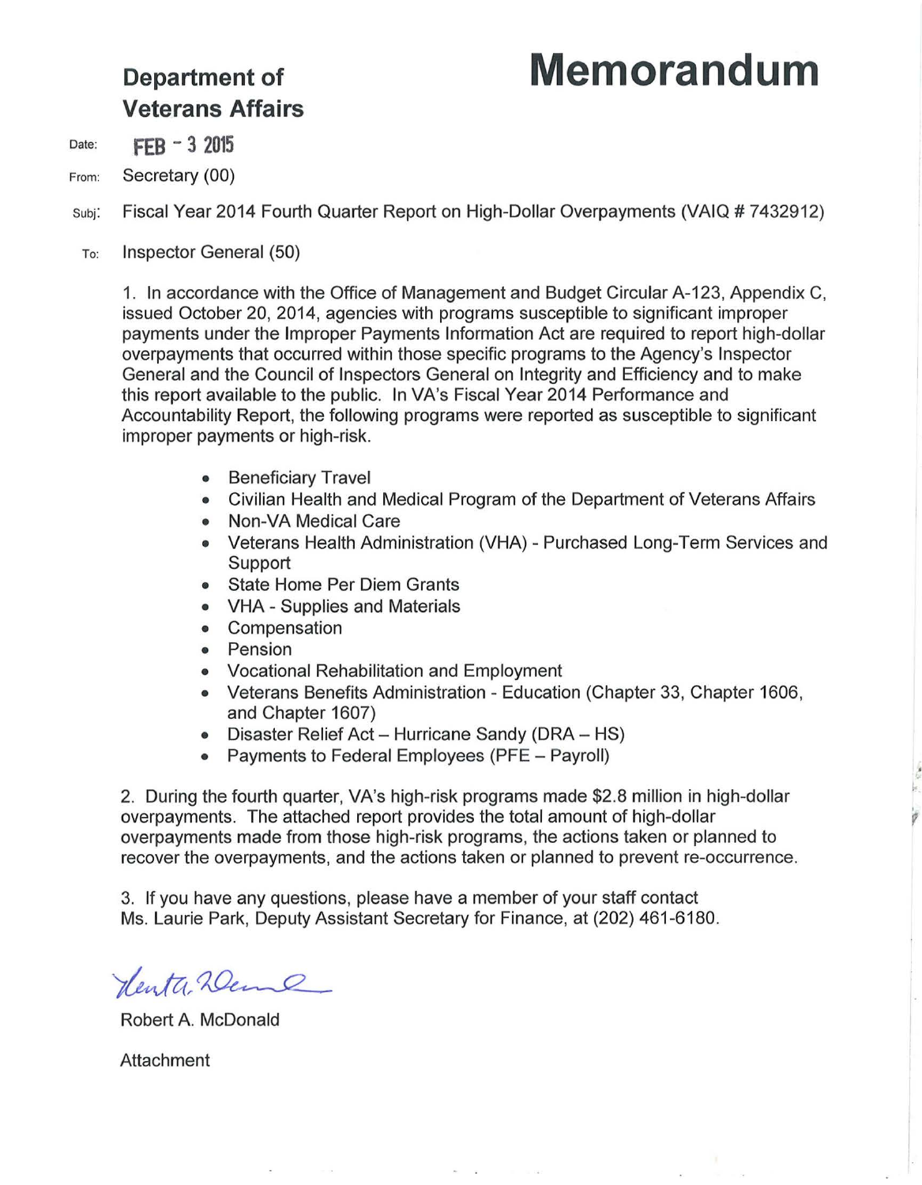# Department of Veterans Affairs

# Memorandum

Date: FEB - 3 2015

From: Secretary (00)

Subj: Fiscal Year 2014 Fourth Quarter Report on High-Dollar Overpayments (VAIQ # 7432912)

To: Inspector General (50)

1. In accordance with the Office of Management and Budget Circular A-123, Appendix C, issued October 20, 2014, agencies with programs susceptible to significant improper payments under the Improper Payments Information Act are required to report high-dollar overpayments that occurred within those specific programs to the Agency's Inspector General and the Council of Inspectors General on Integrity and Efficiency and to make this report available to the public. In VA's Fiscal Year 2014 Performance and Accountability Report, the following programs were reported as susceptible to significant improper payments or high-risk.

- Beneficiary Travel
- Civilian Health and Medical Program of the Department of Veterans Affairs
- Non-VA Medical Care
- Veterans Health Administration (VHA) - Purchased Long-Term Services and Support
- State Home Per Diem Grants
- VHA - Supplies and Materials
- Compensation
- Pension
- Vocational Rehabilitation and Employment
- Veterans Benefits Administration - Education (Chapter 33, Chapter 1606, and Chapter 1607)
- Disaster Relief Act – Hurricane Sandy (DRA – HS)
- Payments to Federal Employees (PFE – Payroll)

2. During the fourth quarter, VA's high-risk programs made $2.8 million in high-dollar overpayments. The attached report provides the total amount of high-dollar overpayments made from those high-risk programs, the actions taken or planned to recover the overpayments, and the actions taken or planned to prevent re-occurrence.

3. If you have any questions, please have a member of your staff contact Ms. Laurie Park, Deputy Assistant Secretary for Finance, at (202) 461-6180.

Robert A. McDonald

Attachment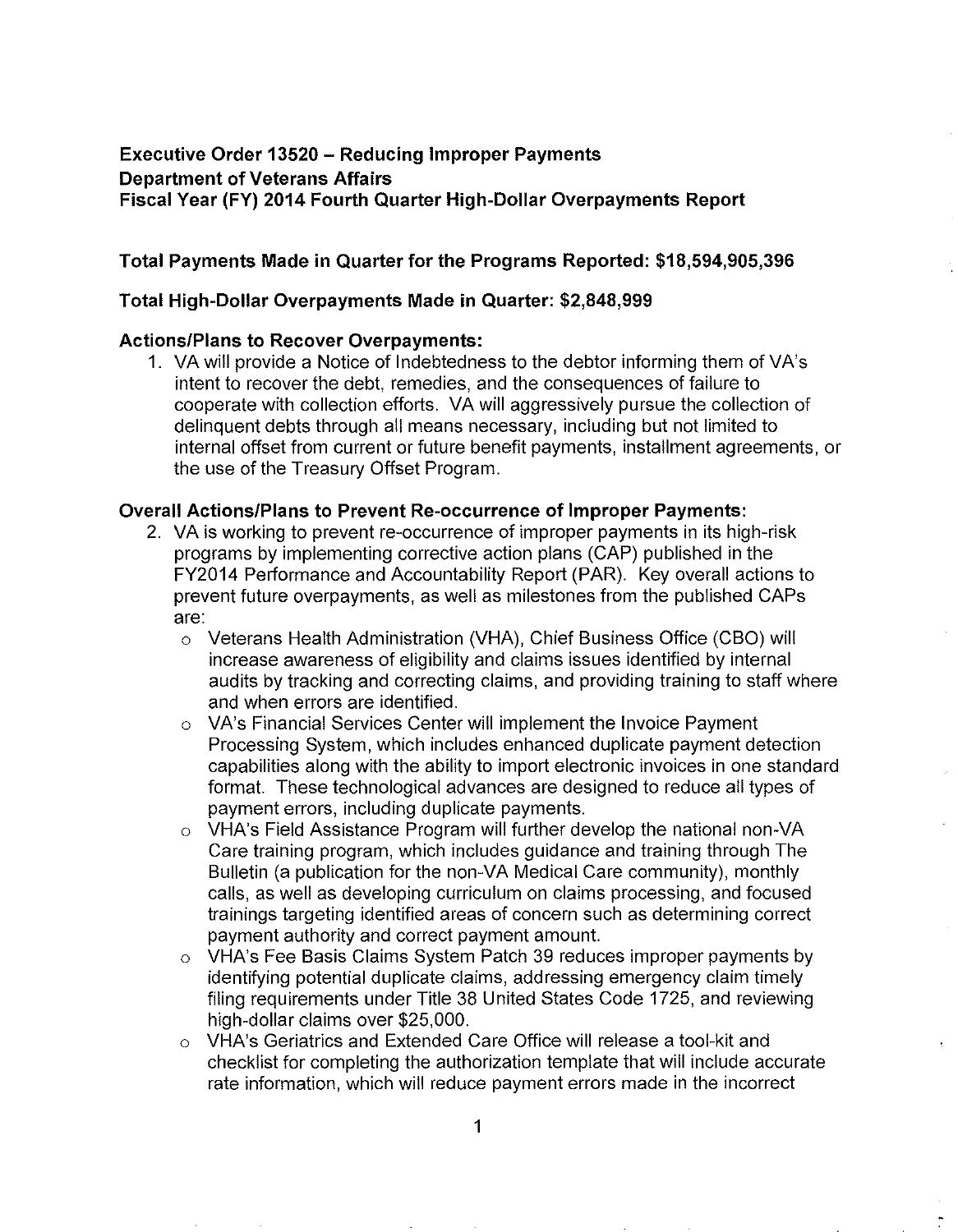**Executive Order 13520 – Reducing Improper Payments**
**Department of Veterans Affairs**
**Fiscal Year (FY) 2014 Fourth Quarter High-Dollar Overpayments Report**

**Total Payments Made in Quarter for the Programs Reported: $18,594,905,396**

**Total High-Dollar Overpayments Made in Quarter: $2,848,999**

**Actions/Plans to Recover Overpayments:**

1. VA will provide a Notice of Indebtedness to the debtor informing them of VA's intent to recover the debt, remedies, and the consequences of failure to cooperate with collection efforts. VA will aggressively pursue the collection of delinquent debts through all means necessary, including but not limited to internal offset from current or future benefit payments, installment agreements, or the use of the Treasury Offset Program.

**Overall Actions/Plans to Prevent Re-occurrence of Improper Payments:**

2. VA is working to prevent re-occurrence of improper payments in its high-risk programs by implementing corrective action plans (CAP) published in the FY2014 Performance and Accountability Report (PAR). Key overall actions to prevent future overpayments, as well as milestones from the published CAPs are:
   - Veterans Health Administration (VHA), Chief Business Office (CBO) will increase awareness of eligibility and claims issues identified by internal audits by tracking and correcting claims, and providing training to staff where and when errors are identified.
   - VA's Financial Services Center will implement the Invoice Payment Processing System, which includes enhanced duplicate payment detection capabilities along with the ability to import electronic invoices in one standard format. These technological advances are designed to reduce all types of payment errors, including duplicate payments.
   - VHA's Field Assistance Program will further develop the national non-VA Care training program, which includes guidance and training through The Bulletin (a publication for the non-VA Medical Care community), monthly calls, as well as developing curriculum on claims processing, and focused trainings targeting identified areas of concern such as determining correct payment authority and correct payment amount.
   - VHA's Fee Basis Claims System Patch 39 reduces improper payments by identifying potential duplicate claims, addressing emergency claim timely filing requirements under Title 38 United States Code 1725, and reviewing high-dollar claims over $25,000.
   - VHA's Geriatrics and Extended Care Office will release a tool-kit and checklist for completing the authorization template that will include accurate rate information, which will reduce payment errors made in the incorrect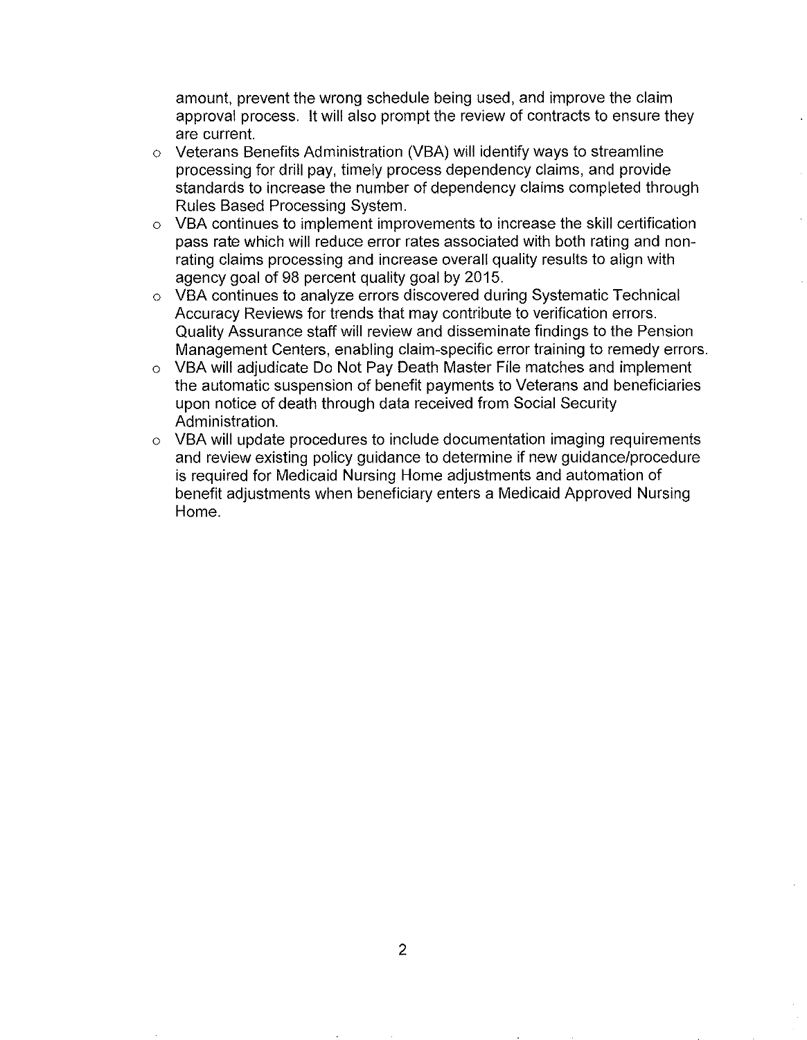amount, prevent the wrong schedule being used, and improve the claim approval process. It will also prompt the review of contracts to ensure they are current.

- Veterans Benefits Administration (VBA) will identify ways to streamline processing for drill pay, timely process dependency claims, and provide standards to increase the number of dependency claims completed through Rules Based Processing System.
- VBA continues to implement improvements to increase the skill certification pass rate which will reduce error rates associated with both rating and non-rating claims processing and increase overall quality results to align with agency goal of 98 percent quality goal by 2015.
- VBA continues to analyze errors discovered during Systematic Technical Accuracy Reviews for trends that may contribute to verification errors. Quality Assurance staff will review and disseminate findings to the Pension Management Centers, enabling claim-specific error training to remedy errors.
- VBA will adjudicate Do Not Pay Death Master File matches and implement the automatic suspension of benefit payments to Veterans and beneficiaries upon notice of death through data received from Social Security Administration.
- VBA will update procedures to include documentation imaging requirements and review existing policy guidance to determine if new guidance/procedure is required for Medicaid Nursing Home adjustments and automation of benefit adjustments when beneficiary enters a Medicaid Approved Nursing Home.